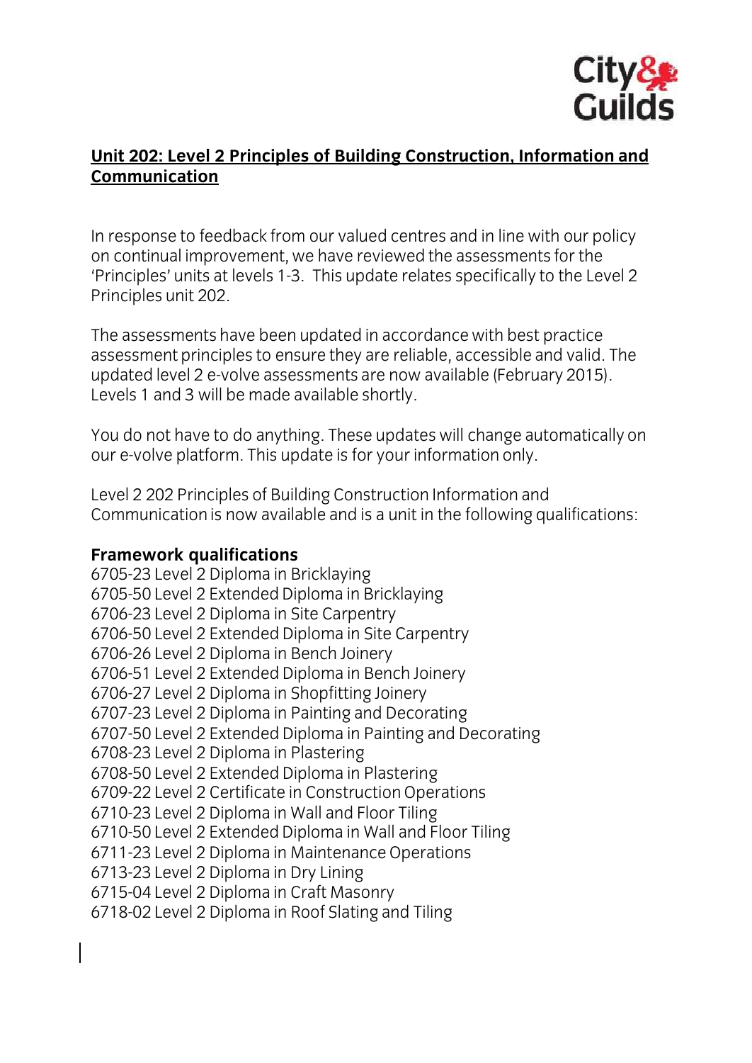**Unit 202: Level 2 Principles of Building Construction, Information and Communication**

In response to feedback from our valued centres and in line with our policy on continual improvement, we have reviewed the assessments for the 'Principles' units at levels 1-3. This update relates specifically to the Level 2 Principles unit 202.

The assessments have been updated in accordance with best practice assessment principles to ensure they are reliable, accessible and valid. The updated level 2 e-volve assessments are now available (February 2015). Levels 1 and 3 will be made available shortly.

You do not have to do anything. These updates will change automatically on our e-volve platform. This update is for your information only.

Level 2 202 Principles of Building Construction Information and Communication is now available and is a unit in the following qualifications:

**Framework qualifications**

6705-23 Level 2 Diploma in Bricklaying
6705-50 Level 2 Extended Diploma in Bricklaying
6706-23 Level 2 Diploma in Site Carpentry
6706-50 Level 2 Extended Diploma in Site Carpentry
6706-26 Level 2 Diploma in Bench Joinery
6706-51 Level 2 Extended Diploma in Bench Joinery
6706-27 Level 2 Diploma in Shopfitting Joinery
6707-23 Level 2 Diploma in Painting and Decorating
6707-50 Level 2 Extended Diploma in Painting and Decorating
6708-23 Level 2 Diploma in Plastering
6708-50 Level 2 Extended Diploma in Plastering
6709-22 Level 2 Certificate in Construction Operations
6710-23 Level 2 Diploma in Wall and Floor Tiling
6710-50 Level 2 Extended Diploma in Wall and Floor Tiling
6711-23 Level 2 Diploma in Maintenance Operations
6713-23 Level 2 Diploma in Dry Lining
6715-04 Level 2 Diploma in Craft Masonry
6718-02 Level 2 Diploma in Roof Slating and Tiling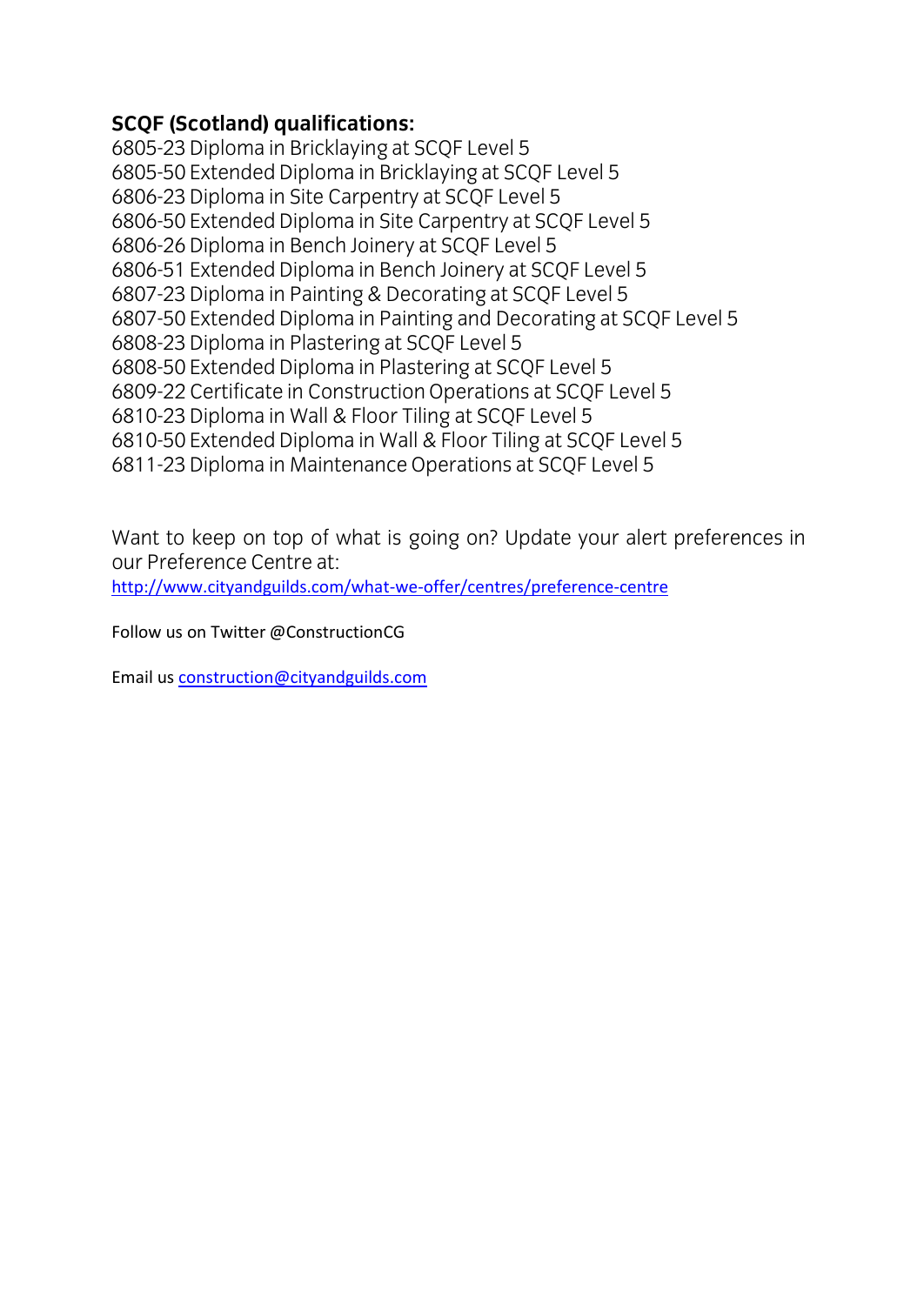**SCQF (Scotland) qualifications:**

6805-23 Diploma in Bricklaying at SCQF Level 5
6805-50 Extended Diploma in Bricklaying at SCQF Level 5
6806-23 Diploma in Site Carpentry at SCQF Level 5
6806-50 Extended Diploma in Site Carpentry at SCQF Level 5
6806-26 Diploma in Bench Joinery at SCQF Level 5
6806-51 Extended Diploma in Bench Joinery at SCQF Level 5
6807-23 Diploma in Painting & Decorating at SCQF Level 5
6807-50 Extended Diploma in Painting and Decorating at SCQF Level 5
6808-23 Diploma in Plastering at SCQF Level 5
6808-50 Extended Diploma in Plastering at SCQF Level 5
6809-22 Certificate in Construction Operations at SCQF Level 5
6810-23 Diploma in Wall & Floor Tiling at SCQF Level 5
6810-50 Extended Diploma in Wall & Floor Tiling at SCQF Level 5
6811-23 Diploma in Maintenance Operations at SCQF Level 5

Want to keep on top of what is going on? Update your alert preferences in our Preference Centre at:
[http://www.cityandguilds.com/what-we-offer/centres/preference-centre](http://www.cityandguilds.com/what-we-offer/centres/preference-centre)

Follow us on Twitter @ConstructionCG

Email us [construction@cityandguilds.com](mailto:construction@cityandguilds.com)